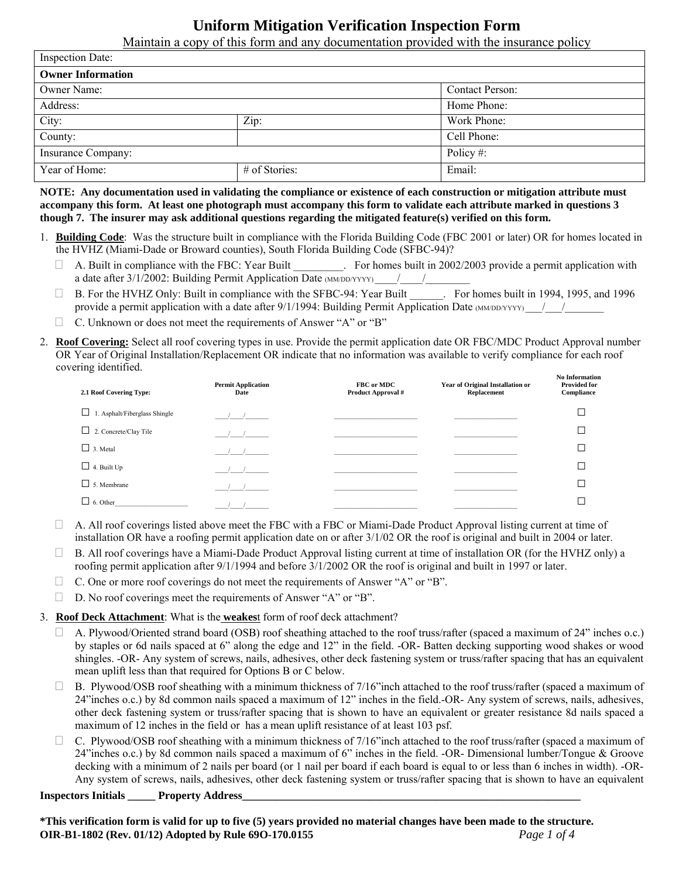# Uniform Mitigation Verification Inspection Form

Maintain a copy of this form and any documentation provided with the insurance policy

| Inspection Date: | | |
|---|---|---|
| **Owner Information** | | |
| Owner Name: | | Contact Person: |
| Address: | | Home Phone: |
| City: | Zip: | Work Phone: |
| County: | | Cell Phone: |
| Insurance Company: | | Policy #: |
| Year of Home: | # of Stories: | Email: |

**NOTE: Any documentation used in validating the compliance or existence of each construction or mitigation attribute must accompany this form. At least one photograph must accompany this form to validate each attribute marked in questions 3 though 7. The insurer may ask additional questions regarding the mitigated feature(s) verified on this form.**

1. **Building Code**: Was the structure built in compliance with the Florida Building Code (FBC 2001 or later) OR for homes located in the HVHZ (Miami-Dade or Broward counties), South Florida Building Code (SFBC-94)?

   ☐ A. Built in compliance with the FBC: Year Built _________. For homes built in 2002/2003 provide a permit application with a date after 3/1/2002: Building Permit Application Date (MM/DD/YYYY) ____/____/________

   ☐ B. For the HVHZ Only: Built in compliance with the SFBC-94: Year Built ______. For homes built in 1994, 1995, and 1996 provide a permit application with a date after 9/1/1994: Building Permit Application Date (MM/DD/YYYY) ___/___/_______

   ☐ C. Unknown or does not meet the requirements of Answer "A" or "B"

2. **Roof Covering:** Select all roof covering types in use. Provide the permit application date OR FBC/MDC Product Approval number OR Year of Original Installation/Replacement OR indicate that no information was available to verify compliance for each roof covering identified.

| 2.1 Roof Covering Type: | Permit Application Date | FBC or MDC Product Approval # | Year of Original Installation or Replacement | No Information Provided for Compliance |
|---|---|---|---|---|
| ☐ 1. Asphalt/Fiberglass Shingle | ___/___/______ | ___________________ | _______________ | ☐ |
| ☐ 2. Concrete/Clay Tile | ___/___/______ | ___________________ | _______________ | ☐ |
| ☐ 3. Metal | ___/___/______ | ___________________ | _______________ | ☐ |
| ☐ 4. Built Up | ___/___/______ | ___________________ | _______________ | ☐ |
| ☐ 5. Membrane | ___/___/______ | ___________________ | _______________ | ☐ |
| ☐ 6. Other___________________ | ___/___/______ | ___________________ | _______________ | ☐ |

   ☐ A. All roof coverings listed above meet the FBC with a FBC or Miami-Dade Product Approval listing current at time of installation OR have a roofing permit application date on or after 3/1/02 OR the roof is original and built in 2004 or later.

   ☐ B. All roof coverings have a Miami-Dade Product Approval listing current at time of installation OR (for the HVHZ only) a roofing permit application after 9/1/1994 and before 3/1/2002 OR the roof is original and built in 1997 or later.

   ☐ C. One or more roof coverings do not meet the requirements of Answer "A" or "B".

   ☐ D. No roof coverings meet the requirements of Answer "A" or "B".

3. **Roof Deck Attachment**: What is the **weakest** form of roof deck attachment?

   ☐ A. Plywood/Oriented strand board (OSB) roof sheathing attached to the roof truss/rafter (spaced a maximum of 24" inches o.c.) by staples or 6d nails spaced at 6" along the edge and 12" in the field. -OR- Batten decking supporting wood shakes or wood shingles. -OR- Any system of screws, nails, adhesives, other deck fastening system or truss/rafter spacing that has an equivalent mean uplift less than that required for Options B or C below.

   ☐ B. Plywood/OSB roof sheathing with a minimum thickness of 7/16"inch attached to the roof truss/rafter (spaced a maximum of 24"inches o.c.) by 8d common nails spaced a maximum of 12" inches in the field.-OR- Any system of screws, nails, adhesives, other deck fastening system or truss/rafter spacing that is shown to have an equivalent or greater resistance 8d nails spaced a maximum of 12 inches in the field or has a mean uplift resistance of at least 103 psf.

   ☐ C. Plywood/OSB roof sheathing with a minimum thickness of 7/16"inch attached to the roof truss/rafter (spaced a maximum of 24"inches o.c.) by 8d common nails spaced a maximum of 6" inches in the field. -OR- Dimensional lumber/Tongue & Groove decking with a minimum of 2 nails per board (or 1 nail per board if each board is equal to or less than 6 inches in width). -OR- Any system of screws, nails, adhesives, other deck fastening system or truss/rafter spacing that is shown to have an equivalent

**Inspectors Initials _____ Property Address_________________________________________________________________**

**\*This verification form is valid for up to five (5) years provided no material changes have been made to the structure.**
**OIR-B1-1802 (Rev. 01/12) Adopted by Rule 69O-170.0155**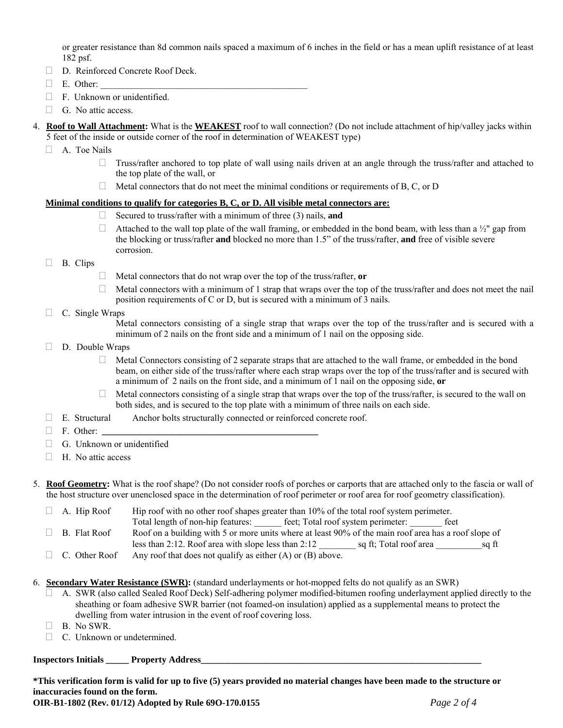or greater resistance than 8d common nails spaced a maximum of 6 inches in the field or has a mean uplift resistance of at least 182 psf.

- ☐ D. Reinforced Concrete Roof Deck.
- ☐ E. Other: ______________________________________________
- ☐ F. Unknown or unidentified.
- ☐ G. No attic access.

4. **Roof to Wall Attachment:** What is the **WEAKEST** roof to wall connection? (Do not include attachment of hip/valley jacks within 5 feet of the inside or outside corner of the roof in determination of WEAKEST type)

- ☐ A. Toe Nails
  - ☐ Truss/rafter anchored to top plate of wall using nails driven at an angle through the truss/rafter and attached to the top plate of the wall, or
  - ☐ Metal connectors that do not meet the minimal conditions or requirements of B, C, or D

**Minimal conditions to qualify for categories B, C, or D. All visible metal connectors are:**

  - ☐ Secured to truss/rafter with a minimum of three (3) nails, **and**
  - ☐ Attached to the wall top plate of the wall framing, or embedded in the bond beam, with less than a ½" gap from the blocking or truss/rafter **and** blocked no more than 1.5" of the truss/rafter, **and** free of visible severe corrosion.

- ☐ B. Clips
  - ☐ Metal connectors that do not wrap over the top of the truss/rafter, **or**
  - ☐ Metal connectors with a minimum of 1 strap that wraps over the top of the truss/rafter and does not meet the nail position requirements of C or D, but is secured with a minimum of 3 nails.
- ☐ C. Single Wraps
  - Metal connectors consisting of a single strap that wraps over the top of the truss/rafter and is secured with a minimum of 2 nails on the front side and a minimum of 1 nail on the opposing side.
- ☐ D. Double Wraps
  - ☐ Metal Connectors consisting of 2 separate straps that are attached to the wall frame, or embedded in the bond beam, on either side of the truss/rafter where each strap wraps over the top of the truss/rafter and is secured with a minimum of 2 nails on the front side, and a minimum of 1 nail on the opposing side, **or**
  - ☐ Metal connectors consisting of a single strap that wraps over the top of the truss/rafter, is secured to the wall on both sides, and is secured to the top plate with a minimum of three nails on each side.
- ☐ E. Structural    Anchor bolts structurally connected or reinforced concrete roof.
- ☐ F. Other: ______________________________________________
- ☐ G. Unknown or unidentified
- ☐ H. No attic access

5. **Roof Geometry:** What is the roof shape? (Do not consider roofs of porches or carports that are attached only to the fascia or wall of the host structure over unenclosed space in the determination of roof perimeter or roof area for roof geometry classification).

- ☐ A. Hip Roof    Hip roof with no other roof shapes greater than 10% of the total roof system perimeter.
  Total length of non-hip features: ______ feet; Total roof system perimeter: _______ feet
- ☐ B. Flat Roof    Roof on a building with 5 or more units where at least 90% of the main roof area has a roof slope of less than 2:12. Roof area with slope less than 2:12 ________ sq ft; Total roof area __________sq ft
- ☐ C. Other Roof    Any roof that does not qualify as either (A) or (B) above.

6. **Secondary Water Resistance (SWR):** (standard underlayments or hot-mopped felts do not qualify as an SWR)

- ☐ A. SWR (also called Sealed Roof Deck) Self-adhering polymer modified-bitumen roofing underlayment applied directly to the sheathing or foam adhesive SWR barrier (not foamed-on insulation) applied as a supplemental means to protect the dwelling from water intrusion in the event of roof covering loss.
- ☐ B. No SWR.
- ☐ C. Unknown or undetermined.

**Inspectors Initials _____ Property Address_______________________________________________________________**

***This verification form is valid for up to five (5) years provided no material changes have been made to the structure or inaccuracies found on the form.**

**OIR-B1-1802 (Rev. 01/12) Adopted by Rule 69O-170.0155**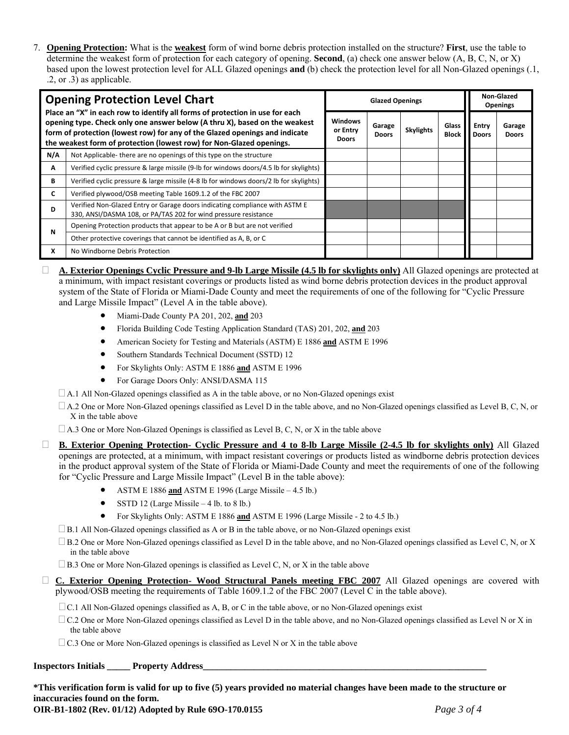7. **Opening Protection:** What is the **weakest** form of wind borne debris protection installed on the structure? **First**, use the table to determine the weakest form of protection for each category of opening. **Second**, (a) check one answer below (A, B, C, N, or X) based upon the lowest protection level for ALL Glazed openings **and** (b) check the protection level for all Non-Glazed openings (.1, .2, or .3) as applicable.

| **Opening Protection Level Chart** Place an "X" in each row to identify all forms of protection in use for each opening type. Check only one answer below (A thru X), based on the weakest form of protection (lowest row) for any of the Glazed openings and indicate the weakest form of protection (lowest row) for Non-Glazed openings. | | Glazed Openings | | | | Non-Glazed Openings | |
|---|---|---|---|---|---|---|---|
| | | Windows or Entry Doors | Garage Doors | Skylights | Glass Block | Entry Doors | Garage Doors |
| N/A | Not Applicable- there are no openings of this type on the structure | | | | | | |
| A | Verified cyclic pressure & large missile (9-lb for windows doors/4.5 lb for skylights) | | | | | | |
| B | Verified cyclic pressure & large missile (4-8 lb for windows doors/2 lb for skylights) | | | | | | |
| C | Verified plywood/OSB meeting Table 1609.1.2 of the FBC 2007 | | | | | | |
| D | Verified Non-Glazed Entry or Garage doors indicating compliance with ASTM E 330, ANSI/DASMA 108, or PA/TAS 202 for wind pressure resistance | | | | | | |
| N | Opening Protection products that appear to be A or B but are not verified | | | | | | |
| | Other protective coverings that cannot be identified as A, B, or C | | | | | | |
| X | No Windborne Debris Protection | | | | | | |

☐ **A. Exterior Openings Cyclic Pressure and 9-lb Large Missile (4.5 lb for skylights only)** All Glazed openings are protected at a minimum, with impact resistant coverings or products listed as wind borne debris protection devices in the product approval system of the State of Florida or Miami-Dade County and meet the requirements of one of the following for "Cyclic Pressure and Large Missile Impact" (Level A in the table above).

- Miami-Dade County PA 201, 202, **and** 203
- Florida Building Code Testing Application Standard (TAS) 201, 202, **and** 203
- American Society for Testing and Materials (ASTM) E 1886 **and** ASTM E 1996
- Southern Standards Technical Document (SSTD) 12
- For Skylights Only: ASTM E 1886 **and** ASTM E 1996
- For Garage Doors Only: ANSI/DASMA 115

☐ A.1 All Non-Glazed openings classified as A in the table above, or no Non-Glazed openings exist

☐ A.2 One or More Non-Glazed openings classified as Level D in the table above, and no Non-Glazed openings classified as Level B, C, N, or X in the table above

☐ A.3 One or More Non-Glazed Openings is classified as Level B, C, N, or X in the table above

☐ **B. Exterior Opening Protection- Cyclic Pressure and 4 to 8-lb Large Missile (2-4.5 lb for skylights only)** All Glazed openings are protected, at a minimum, with impact resistant coverings or products listed as windborne debris protection devices in the product approval system of the State of Florida or Miami-Dade County and meet the requirements of one of the following for "Cyclic Pressure and Large Missile Impact" (Level B in the table above):

- ASTM E 1886 **and** ASTM E 1996 (Large Missile – 4.5 lb.)
- SSTD 12 (Large Missile – 4 lb. to 8 lb.)
- For Skylights Only: ASTM E 1886 **and** ASTM E 1996 (Large Missile - 2 to 4.5 lb.)

☐ B.1 All Non-Glazed openings classified as A or B in the table above, or no Non-Glazed openings exist

☐ B.2 One or More Non-Glazed openings classified as Level D in the table above, and no Non-Glazed openings classified as Level C, N, or X in the table above

☐ B.3 One or More Non-Glazed openings is classified as Level C, N, or X in the table above

☐ **C. Exterior Opening Protection- Wood Structural Panels meeting FBC 2007** All Glazed openings are covered with plywood/OSB meeting the requirements of Table 1609.1.2 of the FBC 2007 (Level C in the table above).

☐ C.1 All Non-Glazed openings classified as A, B, or C in the table above, or no Non-Glazed openings exist

☐ C.2 One or More Non-Glazed openings classified as Level D in the table above, and no Non-Glazed openings classified as Level N or X in the table above

☐ C.3 One or More Non-Glazed openings is classified as Level N or X in the table above

**Inspectors Initials _____ Property Address_______________________________________________________________**

***This verification form is valid for up to five (5) years provided no material changes have been made to the structure or inaccuracies found on the form.**

**OIR-B1-1802 (Rev. 01/12) Adopted by Rule 69O-170.0155**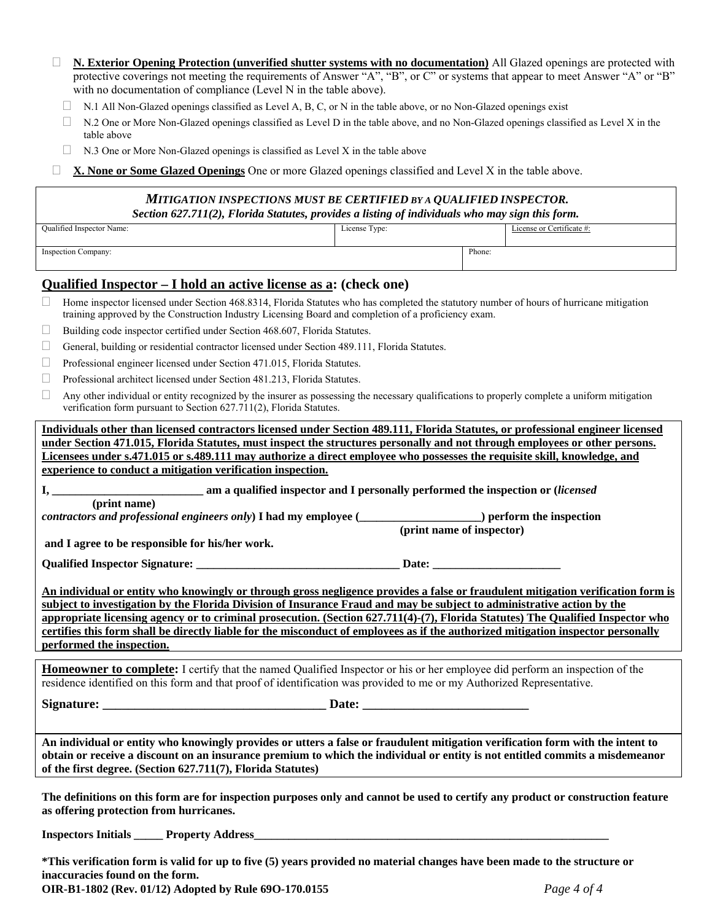- ☐ **N. Exterior Opening Protection (unverified shutter systems with no documentation)** All Glazed openings are protected with protective coverings not meeting the requirements of Answer "A", "B", or C" or systems that appear to meet Answer "A" or "B" with no documentation of compliance (Level N in the table above).
  - ☐ N.1 All Non-Glazed openings classified as Level A, B, C, or N in the table above, or no Non-Glazed openings exist
  - ☐ N.2 One or More Non-Glazed openings classified as Level D in the table above, and no Non-Glazed openings classified as Level X in the table above
  - ☐ N.3 One or More Non-Glazed openings is classified as Level X in the table above
- ☐ **X. None or Some Glazed Openings** One or more Glazed openings classified and Level X in the table above.

***MITIGATION INSPECTIONS MUST BE CERTIFIED BY A QUALIFIED INSPECTOR.***
***Section 627.711(2), Florida Statutes, provides a listing of individuals who may sign this form.***

| | | |
|---|---|---|
| Qualified Inspector Name: | License Type: | License or Certificate #: |
| Inspection Company: | | Phone: |

## Qualified Inspector – I hold an active license as a: (check one)

- ☐ Home inspector licensed under Section 468.8314, Florida Statutes who has completed the statutory number of hours of hurricane mitigation training approved by the Construction Industry Licensing Board and completion of a proficiency exam.
- ☐ Building code inspector certified under Section 468.607, Florida Statutes.
- ☐ General, building or residential contractor licensed under Section 489.111, Florida Statutes.
- ☐ Professional engineer licensed under Section 471.015, Florida Statutes.
- ☐ Professional architect licensed under Section 481.213, Florida Statutes.
- ☐ Any other individual or entity recognized by the insurer as possessing the necessary qualifications to properly complete a uniform mitigation verification form pursuant to Section 627.711(2), Florida Statutes.

**Individuals other than licensed contractors licensed under Section 489.111, Florida Statutes, or professional engineer licensed under Section 471.015, Florida Statutes, must inspect the structures personally and not through employees or other persons. Licensees under s.471.015 or s.489.111 may authorize a direct employee who possesses the requisite skill, knowledge, and experience to conduct a mitigation verification inspection.**

**I, __________________________ am a qualified inspector and I personally performed the inspection or (*licensed contractors and professional engineers only*) I had my employee (_____________________) perform the inspection and I agree to be responsible for his/her work.**

**(print name)** **(print name of inspector)**

**Qualified Inspector Signature: ___________________________________ Date: ______________________**

**An individual or entity who knowingly or through gross negligence provides a false or fraudulent mitigation verification form is subject to investigation by the Florida Division of Insurance Fraud and may be subject to administrative action by the appropriate licensing agency or to criminal prosecution. (Section 627.711(4)-(7), Florida Statutes) The Qualified Inspector who certifies this form shall be directly liable for the misconduct of employees as if the authorized mitigation inspector personally performed the inspection.**

**Homeowner to complete:** I certify that the named Qualified Inspector or his or her employee did perform an inspection of the residence identified on this form and that proof of identification was provided to me or my Authorized Representative.

**Signature: ____________________________________ Date: ___________________________**

**An individual or entity who knowingly provides or utters a false or fraudulent mitigation verification form with the intent to obtain or receive a discount on an insurance premium to which the individual or entity is not entitled commits a misdemeanor of the first degree. (Section 627.711(7), Florida Statutes)**

**The definitions on this form are for inspection purposes only and cannot be used to certify any product or construction feature as offering protection from hurricanes.**

**Inspectors Initials _____ Property Address_______________________________________________________________**

**\*This verification form is valid for up to five (5) years provided no material changes have been made to the structure or inaccuracies found on the form.**

**OIR-B1-1802 (Rev. 01/12) Adopted by Rule 69O-170.0155**